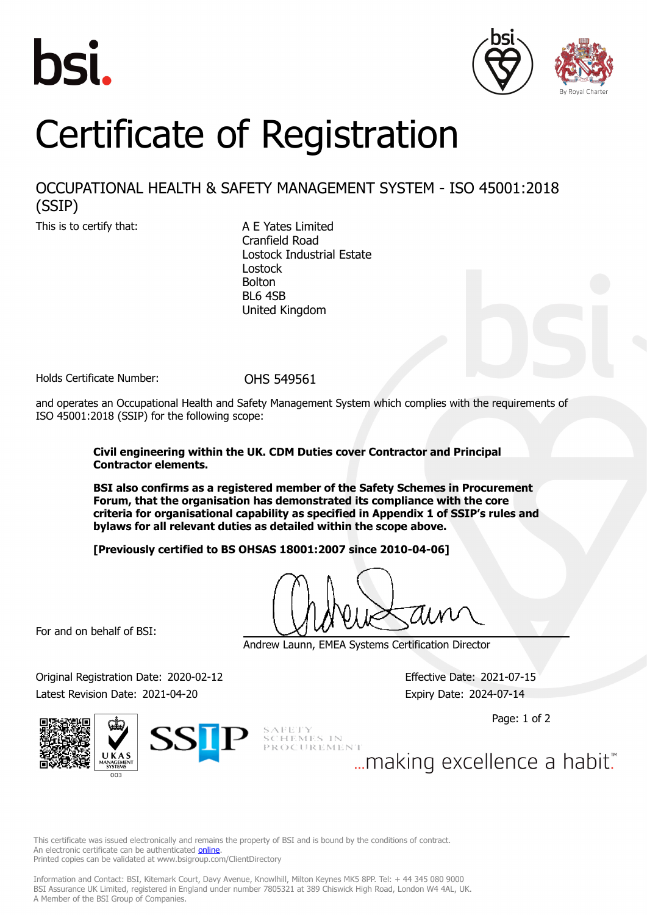bsi.

By Royal Charter

# Certificate of Registration

## OCCUPATIONAL HEALTH & SAFETY MANAGEMENT SYSTEM - ISO 45001:2018 (SSIP)

This is to certify that:

A E Yates Limited
Cranfield Road
Lostock Industrial Estate
Lostock
Bolton
BL6 4SB
United Kingdom

Holds Certificate Number: OHS 549561

and operates an Occupational Health and Safety Management System which complies with the requirements of ISO 45001:2018 (SSIP) for the following scope:

**Civil engineering within the UK. CDM Duties cover Contractor and Principal Contractor elements.**

**BSI also confirms as a registered member of the Safety Schemes in Procurement Forum, that the organisation has demonstrated its compliance with the core criteria for organisational capability as specified in Appendix 1 of SSIP's rules and bylaws for all relevant duties as detailed within the scope above.**

**[Previously certified to BS OHSAS 18001:2007 since 2010-04-06]**

For and on behalf of BSI:

Andrew Launn, EMEA Systems Certification Director

Original Registration Date: 2020-02-12
Latest Revision Date: 2021-04-20

Effective Date: 2021-07-15
Expiry Date: 2024-07-14

UKAS MANAGEMENT SYSTEMS 003

SSIP SAFETY SCHEMES IN PROCUREMENT

...making excellence a habit.™

This certificate was issued electronically and remains the property of BSI and is bound by the conditions of contract.
An electronic certificate can be authenticated online.
Printed copies can be validated at www.bsigroup.com/ClientDirectory

Information and Contact: BSI, Kitemark Court, Davy Avenue, Knowlhill, Milton Keynes MK5 8PP. Tel: + 44 345 080 9000
BSI Assurance UK Limited, registered in England under number 7805321 at 389 Chiswick High Road, London W4 4AL, UK.
A Member of the BSI Group of Companies.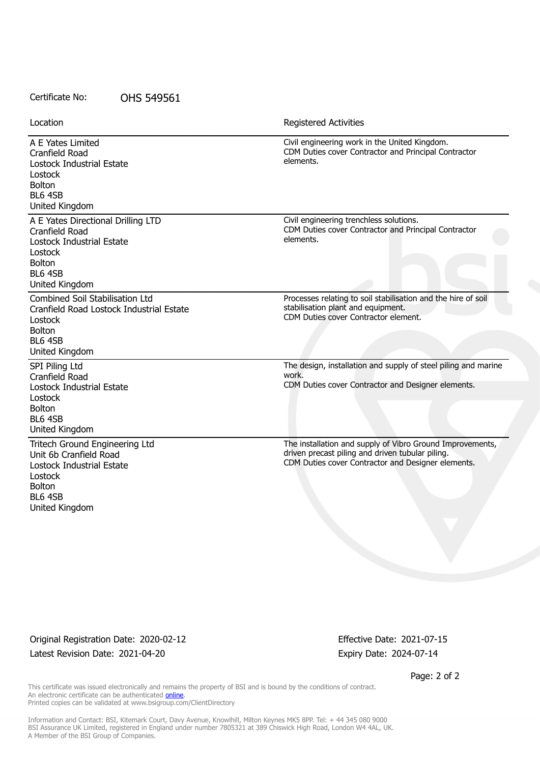Certificate No: OHS 549561

| Location | Registered Activities |
| --- | --- |
| A E Yates Limited<br>Cranfield Road<br>Lostock Industrial Estate<br>Lostock<br>Bolton<br>BL6 4SB<br>United Kingdom | Civil engineering work in the United Kingdom.<br>CDM Duties cover Contractor and Principal Contractor elements. |
| A E Yates Directional Drilling LTD<br>Cranfield Road<br>Lostock Industrial Estate<br>Lostock<br>Bolton<br>BL6 4SB<br>United Kingdom | Civil engineering trenchless solutions.<br>CDM Duties cover Contractor and Principal Contractor elements. |
| Combined Soil Stabilisation Ltd<br>Cranfield Road Lostock Industrial Estate<br>Lostock<br>Bolton<br>BL6 4SB<br>United Kingdom | Processes relating to soil stabilisation and the hire of soil stabilisation plant and equipment.<br>CDM Duties cover Contractor element. |
| SPI Piling Ltd<br>Cranfield Road<br>Lostock Industrial Estate<br>Lostock<br>Bolton<br>BL6 4SB<br>United Kingdom | The design, installation and supply of steel piling and marine work.<br>CDM Duties cover Contractor and Designer elements. |
| Tritech Ground Engineering Ltd<br>Unit 6b Cranfield Road<br>Lostock Industrial Estate<br>Lostock<br>Bolton<br>BL6 4SB<br>United Kingdom | The installation and supply of Vibro Ground Improvements, driven precast piling and driven tubular piling.<br>CDM Duties cover Contractor and Designer elements. |

Original Registration Date: 2020-02-12

Latest Revision Date: 2021-04-20

Effective Date: 2021-07-15

Expiry Date: 2024-07-14

This certificate was issued electronically and remains the property of BSI and is bound by the conditions of contract.
An electronic certificate can be authenticated online.
Printed copies can be validated at www.bsigroup.com/ClientDirectory

Information and Contact: BSI, Kitemark Court, Davy Avenue, Knowlhill, Milton Keynes MK5 8PP. Tel: + 44 345 080 9000
BSI Assurance UK Limited, registered in England under number 7805321 at 389 Chiswick High Road, London W4 4AL, UK.
A Member of the BSI Group of Companies.